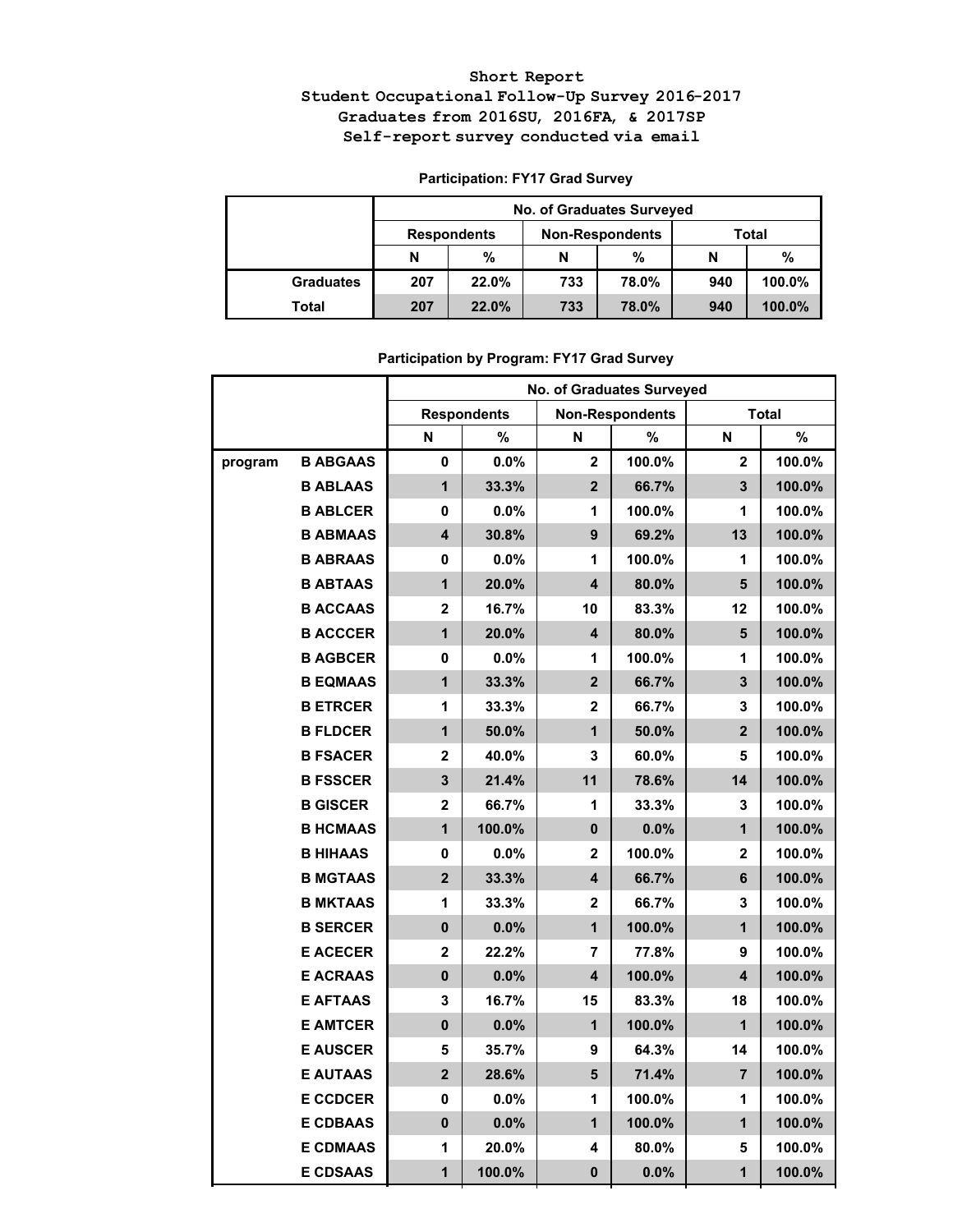# Short Report

## Student Occupational Follow-Up Survey 2016-2017

## Graduates from 2016SU, 2016FA, & 2017SP

## Self-report survey conducted via email

### Participation: FY17 Grad Survey

| | No. of Graduates Surveyed | | | | | |
|---|---|---|---|---|---|---|
| | Respondents | | Non-Respondents | | Total | |
| | N | % | N | % | N | % |
| Graduates | 207 | 22.0% | 733 | 78.0% | 940 | 100.0% |
| Total | 207 | 22.0% | 733 | 78.0% | 940 | 100.0% |

### Participation by Program: FY17 Grad Survey

| | | No. of Graduates Surveyed | | | | | |
|---|---|---|---|---|---|---|---|
| | | Respondents | | Non-Respondents | | Total | |
| | | N | % | N | % | N | % |
| program | B ABGAAS | 0 | 0.0% | 2 | 100.0% | 2 | 100.0% |
| | B ABLAAS | 1 | 33.3% | 2 | 66.7% | 3 | 100.0% |
| | B ABLCER | 0 | 0.0% | 1 | 100.0% | 1 | 100.0% |
| | B ABMAAS | 4 | 30.8% | 9 | 69.2% | 13 | 100.0% |
| | B ABRAAS | 0 | 0.0% | 1 | 100.0% | 1 | 100.0% |
| | B ABTAAS | 1 | 20.0% | 4 | 80.0% | 5 | 100.0% |
| | B ACCAAS | 2 | 16.7% | 10 | 83.3% | 12 | 100.0% |
| | B ACCCER | 1 | 20.0% | 4 | 80.0% | 5 | 100.0% |
| | B AGBCER | 0 | 0.0% | 1 | 100.0% | 1 | 100.0% |
| | B EQMAAS | 1 | 33.3% | 2 | 66.7% | 3 | 100.0% |
| | B ETRCER | 1 | 33.3% | 2 | 66.7% | 3 | 100.0% |
| | B FLDCER | 1 | 50.0% | 1 | 50.0% | 2 | 100.0% |
| | B FSACER | 2 | 40.0% | 3 | 60.0% | 5 | 100.0% |
| | B FSSCER | 3 | 21.4% | 11 | 78.6% | 14 | 100.0% |
| | B GISCER | 2 | 66.7% | 1 | 33.3% | 3 | 100.0% |
| | B HCMAAS | 1 | 100.0% | 0 | 0.0% | 1 | 100.0% |
| | B HIHAAS | 0 | 0.0% | 2 | 100.0% | 2 | 100.0% |
| | B MGTAAS | 2 | 33.3% | 4 | 66.7% | 6 | 100.0% |
| | B MKTAAS | 1 | 33.3% | 2 | 66.7% | 3 | 100.0% |
| | B SERCER | 0 | 0.0% | 1 | 100.0% | 1 | 100.0% |
| | E ACECER | 2 | 22.2% | 7 | 77.8% | 9 | 100.0% |
| | E ACRAAS | 0 | 0.0% | 4 | 100.0% | 4 | 100.0% |
| | E AFTAAS | 3 | 16.7% | 15 | 83.3% | 18 | 100.0% |
| | E AMTCER | 0 | 0.0% | 1 | 100.0% | 1 | 100.0% |
| | E AUSCER | 5 | 35.7% | 9 | 64.3% | 14 | 100.0% |
| | E AUTAAS | 2 | 28.6% | 5 | 71.4% | 7 | 100.0% |
| | E CCDCER | 0 | 0.0% | 1 | 100.0% | 1 | 100.0% |
| | E CDBAAS | 0 | 0.0% | 1 | 100.0% | 1 | 100.0% |
| | E CDMAAS | 1 | 20.0% | 4 | 80.0% | 5 | 100.0% |
| | E CDSAAS | 1 | 100.0% | 0 | 0.0% | 1 | 100.0% |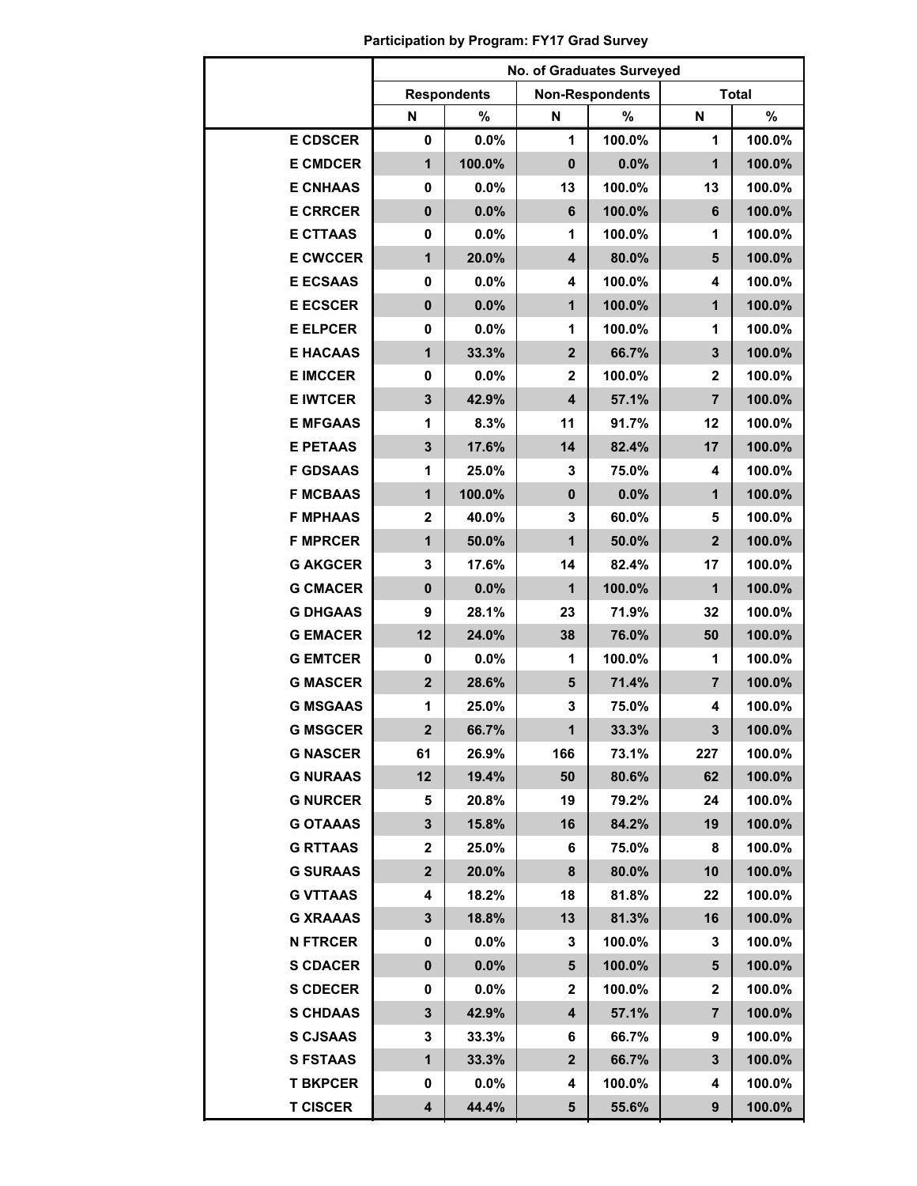**Participation by Program: FY17 Grad Survey**

| | No. of Graduates Surveyed | | | | | |
|---|---|---|---|---|---|---|
| | Respondents | | Non-Respondents | | Total | |
| | N | % | N | % | N | % |
| E CDSCER | 0 | 0.0% | 1 | 100.0% | 1 | 100.0% |
| E CMDCER | 1 | 100.0% | 0 | 0.0% | 1 | 100.0% |
| E CNHAAS | 0 | 0.0% | 13 | 100.0% | 13 | 100.0% |
| E CRRCER | 0 | 0.0% | 6 | 100.0% | 6 | 100.0% |
| E CTTAAS | 0 | 0.0% | 1 | 100.0% | 1 | 100.0% |
| E CWCCER | 1 | 20.0% | 4 | 80.0% | 5 | 100.0% |
| E ECSAAS | 0 | 0.0% | 4 | 100.0% | 4 | 100.0% |
| E ECSCER | 0 | 0.0% | 1 | 100.0% | 1 | 100.0% |
| E ELPCER | 0 | 0.0% | 1 | 100.0% | 1 | 100.0% |
| E HACAAS | 1 | 33.3% | 2 | 66.7% | 3 | 100.0% |
| E IMCCER | 0 | 0.0% | 2 | 100.0% | 2 | 100.0% |
| E IWTCER | 3 | 42.9% | 4 | 57.1% | 7 | 100.0% |
| E MFGAAS | 1 | 8.3% | 11 | 91.7% | 12 | 100.0% |
| E PETAAS | 3 | 17.6% | 14 | 82.4% | 17 | 100.0% |
| F GDSAAS | 1 | 25.0% | 3 | 75.0% | 4 | 100.0% |
| F MCBAAS | 1 | 100.0% | 0 | 0.0% | 1 | 100.0% |
| F MPHAAS | 2 | 40.0% | 3 | 60.0% | 5 | 100.0% |
| F MPRCER | 1 | 50.0% | 1 | 50.0% | 2 | 100.0% |
| G AKGCER | 3 | 17.6% | 14 | 82.4% | 17 | 100.0% |
| G CMACER | 0 | 0.0% | 1 | 100.0% | 1 | 100.0% |
| G DHGAAS | 9 | 28.1% | 23 | 71.9% | 32 | 100.0% |
| G EMACER | 12 | 24.0% | 38 | 76.0% | 50 | 100.0% |
| G EMTCER | 0 | 0.0% | 1 | 100.0% | 1 | 100.0% |
| G MASCER | 2 | 28.6% | 5 | 71.4% | 7 | 100.0% |
| G MSGAAS | 1 | 25.0% | 3 | 75.0% | 4 | 100.0% |
| G MSGCER | 2 | 66.7% | 1 | 33.3% | 3 | 100.0% |
| G NASCER | 61 | 26.9% | 166 | 73.1% | 227 | 100.0% |
| G NURAAS | 12 | 19.4% | 50 | 80.6% | 62 | 100.0% |
| G NURCER | 5 | 20.8% | 19 | 79.2% | 24 | 100.0% |
| G OTAAAS | 3 | 15.8% | 16 | 84.2% | 19 | 100.0% |
| G RTTAAS | 2 | 25.0% | 6 | 75.0% | 8 | 100.0% |
| G SURAAS | 2 | 20.0% | 8 | 80.0% | 10 | 100.0% |
| G VTTAAS | 4 | 18.2% | 18 | 81.8% | 22 | 100.0% |
| G XRAAAS | 3 | 18.8% | 13 | 81.3% | 16 | 100.0% |
| N FTRCER | 0 | 0.0% | 3 | 100.0% | 3 | 100.0% |
| S CDACER | 0 | 0.0% | 5 | 100.0% | 5 | 100.0% |
| S CDECER | 0 | 0.0% | 2 | 100.0% | 2 | 100.0% |
| S CHDAAS | 3 | 42.9% | 4 | 57.1% | 7 | 100.0% |
| S CJSAAS | 3 | 33.3% | 6 | 66.7% | 9 | 100.0% |
| S FSTAAS | 1 | 33.3% | 2 | 66.7% | 3 | 100.0% |
| T BKPCER | 0 | 0.0% | 4 | 100.0% | 4 | 100.0% |
| T CISCER | 4 | 44.4% | 5 | 55.6% | 9 | 100.0% |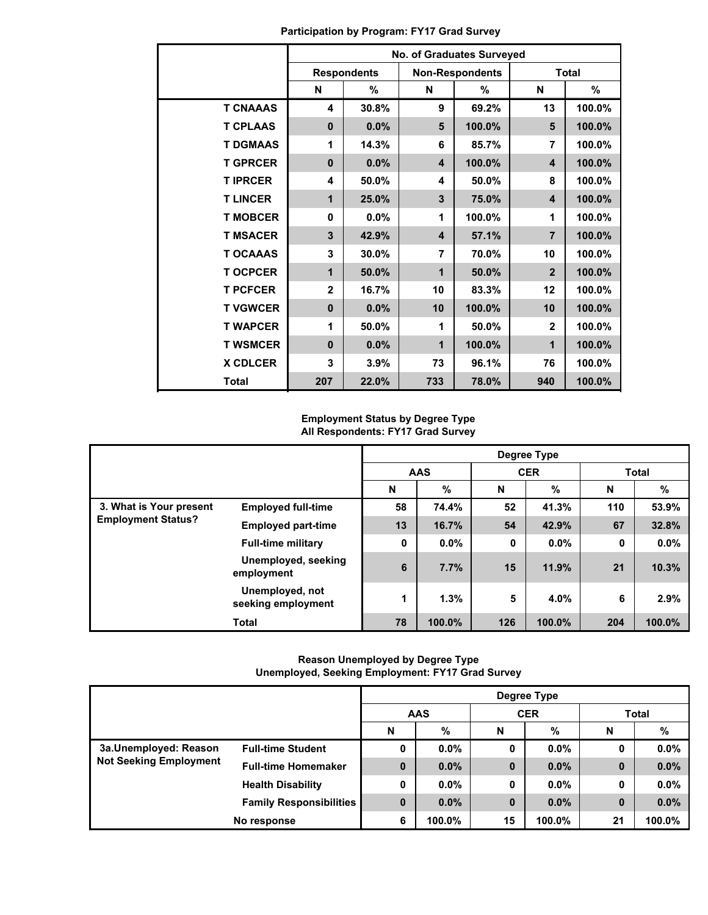**Participation by Program: FY17 Grad Survey**

| | No. of Graduates Surveyed | | | | | |
|---|---|---|---|---|---|---|
| | Respondents | | Non-Respondents | | Total | |
| | N | % | N | % | N | % |
| T CNAAAS | 4 | 30.8% | 9 | 69.2% | 13 | 100.0% |
| T CPLAAS | 0 | 0.0% | 5 | 100.0% | 5 | 100.0% |
| T DGMAAS | 1 | 14.3% | 6 | 85.7% | 7 | 100.0% |
| T GPRCER | 0 | 0.0% | 4 | 100.0% | 4 | 100.0% |
| T IPRCER | 4 | 50.0% | 4 | 50.0% | 8 | 100.0% |
| T LINCER | 1 | 25.0% | 3 | 75.0% | 4 | 100.0% |
| T MOBCER | 0 | 0.0% | 1 | 100.0% | 1 | 100.0% |
| T MSACER | 3 | 42.9% | 4 | 57.1% | 7 | 100.0% |
| T OCAAAS | 3 | 30.0% | 7 | 70.0% | 10 | 100.0% |
| T OCPCER | 1 | 50.0% | 1 | 50.0% | 2 | 100.0% |
| T PCFCER | 2 | 16.7% | 10 | 83.3% | 12 | 100.0% |
| T VGWCER | 0 | 0.0% | 10 | 100.0% | 10 | 100.0% |
| T WAPCER | 1 | 50.0% | 1 | 50.0% | 2 | 100.0% |
| T WSMCER | 0 | 0.0% | 1 | 100.0% | 1 | 100.0% |
| X CDLCER | 3 | 3.9% | 73 | 96.1% | 76 | 100.0% |
| Total | 207 | 22.0% | 733 | 78.0% | 940 | 100.0% |

**Employment Status by Degree Type**
**All Respondents: FY17 Grad Survey**

| | | Degree Type | | | | | |
|---|---|---|---|---|---|---|---|
| | | AAS | | CER | | Total | |
| | | N | % | N | % | N | % |
| 3. What is Your present Employment Status? | Employed full-time | 58 | 74.4% | 52 | 41.3% | 110 | 53.9% |
| | Employed part-time | 13 | 16.7% | 54 | 42.9% | 67 | 32.8% |
| | Full-time military | 0 | 0.0% | 0 | 0.0% | 0 | 0.0% |
| | Unemployed, seeking employment | 6 | 7.7% | 15 | 11.9% | 21 | 10.3% |
| | Unemployed, not seeking employment | 1 | 1.3% | 5 | 4.0% | 6 | 2.9% |
| | Total | 78 | 100.0% | 126 | 100.0% | 204 | 100.0% |

**Reason Unemployed by Degree Type**
**Unemployed, Seeking Employment: FY17 Grad Survey**

| | | Degree Type | | | | | |
|---|---|---|---|---|---|---|---|
| | | AAS | | CER | | Total | |
| | | N | % | N | % | N | % |
| 3a.Unemployed: Reason Not Seeking Employment | Full-time Student | 0 | 0.0% | 0 | 0.0% | 0 | 0.0% |
| | Full-time Homemaker | 0 | 0.0% | 0 | 0.0% | 0 | 0.0% |
| | Health Disability | 0 | 0.0% | 0 | 0.0% | 0 | 0.0% |
| | Family Responsibilities | 0 | 0.0% | 0 | 0.0% | 0 | 0.0% |
| | No response | 6 | 100.0% | 15 | 100.0% | 21 | 100.0% |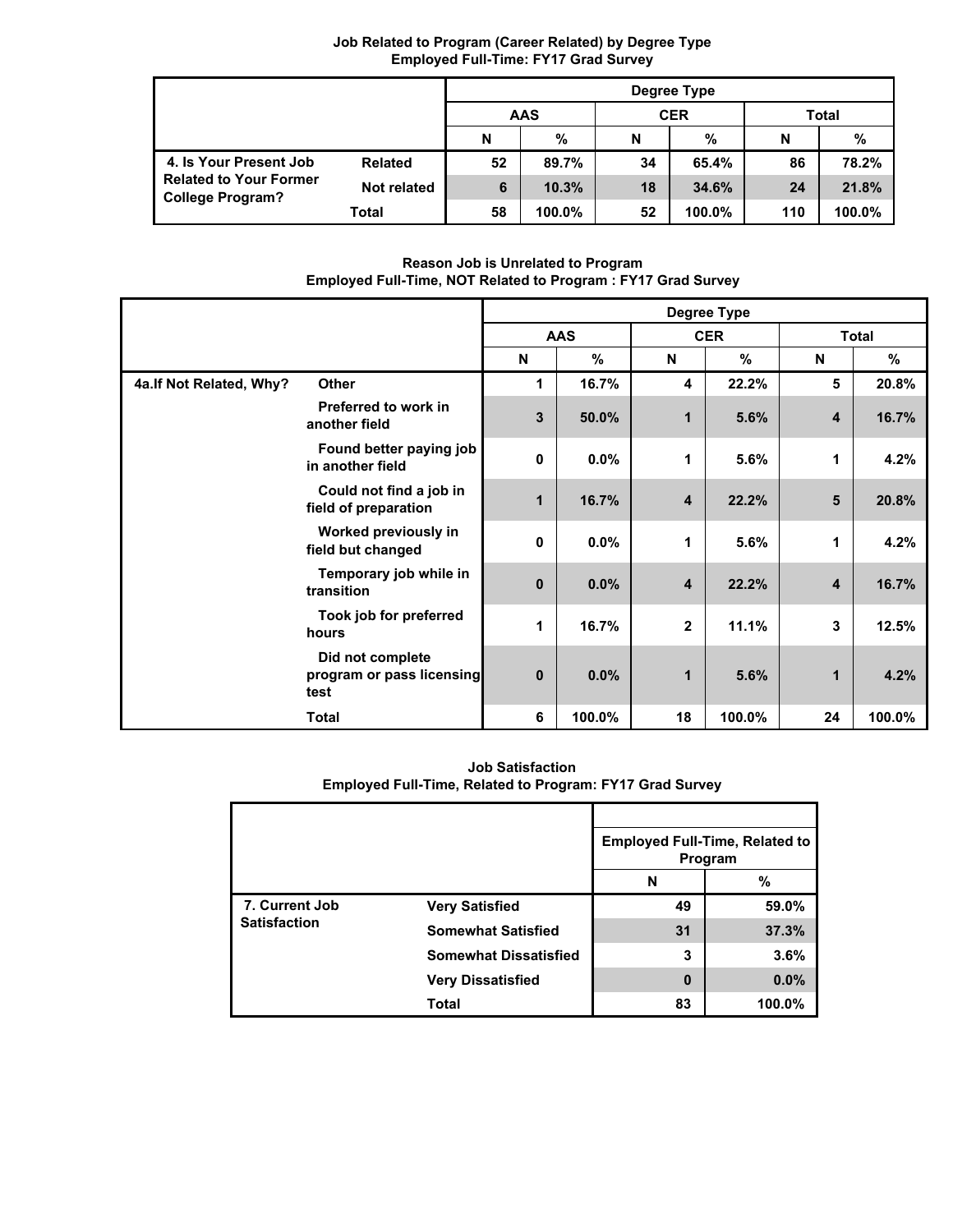**Job Related to Program (Career Related) by Degree Type**
**Employed Full-Time: FY17 Grad Survey**

| | | Degree Type | | | | | |
|---|---|---|---|---|---|---|---|
| | | AAS | | CER | | Total | |
| | | N | % | N | % | N | % |
| 4. Is Your Present Job Related to Your Former College Program? | Related | 52 | 89.7% | 34 | 65.4% | 86 | 78.2% |
| | Not related | 6 | 10.3% | 18 | 34.6% | 24 | 21.8% |
| | Total | 58 | 100.0% | 52 | 100.0% | 110 | 100.0% |

**Reason Job is Unrelated to Program**
**Employed Full-Time, NOT Related to Program : FY17 Grad Survey**

| | | Degree Type | | | | | |
|---|---|---|---|---|---|---|---|
| | | AAS | | CER | | Total | |
| | | N | % | N | % | N | % |
| 4a.If Not Related, Why? | Other | 1 | 16.7% | 4 | 22.2% | 5 | 20.8% |
| | Preferred to work in another field | 3 | 50.0% | 1 | 5.6% | 4 | 16.7% |
| | Found better paying job in another field | 0 | 0.0% | 1 | 5.6% | 1 | 4.2% |
| | Could not find a job in field of preparation | 1 | 16.7% | 4 | 22.2% | 5 | 20.8% |
| | Worked previously in field but changed | 0 | 0.0% | 1 | 5.6% | 1 | 4.2% |
| | Temporary job while in transition | 0 | 0.0% | 4 | 22.2% | 4 | 16.7% |
| | Took job for preferred hours | 1 | 16.7% | 2 | 11.1% | 3 | 12.5% |
| | Did not complete program or pass licensing test | 0 | 0.0% | 1 | 5.6% | 1 | 4.2% |
| | Total | 6 | 100.0% | 18 | 100.0% | 24 | 100.0% |

**Job Satisfaction**
**Employed Full-Time, Related to Program: FY17 Grad Survey**

| | | Employed Full-Time, Related to Program | |
|---|---|---|---|
| | | N | % |
| 7. Current Job Satisfaction | Very Satisfied | 49 | 59.0% |
| | Somewhat Satisfied | 31 | 37.3% |
| | Somewhat Dissatisfied | 3 | 3.6% |
| | Very Dissatisfied | 0 | 0.0% |
| | Total | 83 | 100.0% |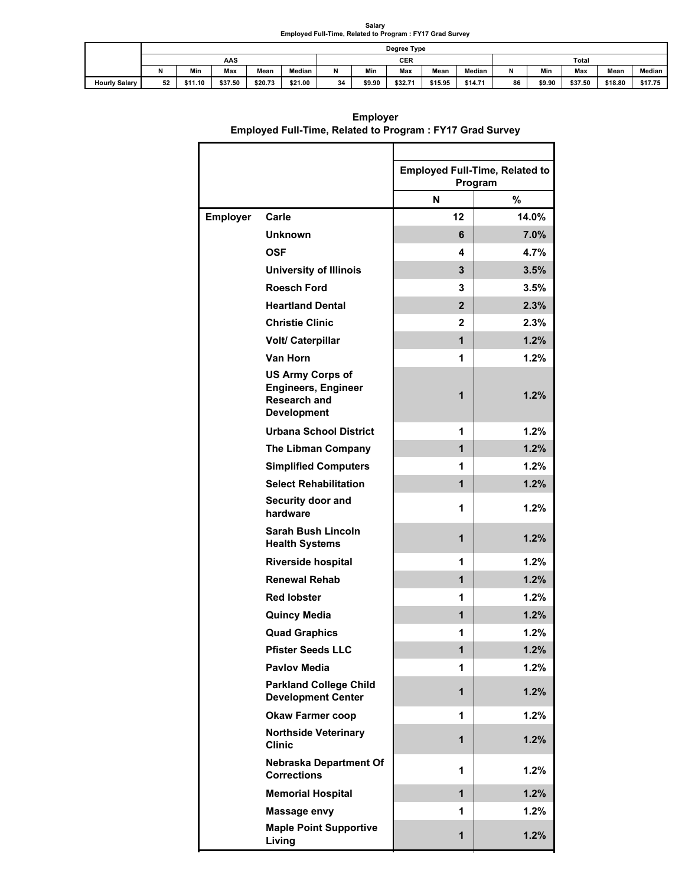**Salary**
**Employed Full-Time, Related to Program : FY17 Grad Survey**

| | Degree Type | | | | | | | | | | | | | | |
|---|---|---|---|---|---|---|---|---|---|---|---|---|---|---|---|
| | AAS | | | | | CER | | | | | Total | | | | |
| | N | Min | Max | Mean | Median | N | Min | Max | Mean | Median | N | Min | Max | Mean | Median |
| Hourly Salary | 52 | $11.10 | $37.50 | $20.73 | $21.00 | 34 | $9.90 | $32.71 | $15.95 | $14.71 | 86 | $9.90 | $37.50 | $18.80 | $17.75 |

## Employer
### Employed Full-Time, Related to Program : FY17 Grad Survey

| | | Employed Full-Time, Related to Program | |
|---|---|---|---|
| | | N | % |
| Employer | Carle | 12 | 14.0% |
| | Unknown | 6 | 7.0% |
| | OSF | 4 | 4.7% |
| | University of Illinois | 3 | 3.5% |
| | Roesch Ford | 3 | 3.5% |
| | Heartland Dental | 2 | 2.3% |
| | Christie Clinic | 2 | 2.3% |
| | Volt/ Caterpillar | 1 | 1.2% |
| | Van Horn | 1 | 1.2% |
| | US Army Corps of Engineers, Engineer Research and Development | 1 | 1.2% |
| | Urbana School District | 1 | 1.2% |
| | The Libman Company | 1 | 1.2% |
| | Simplified Computers | 1 | 1.2% |
| | Select Rehabilitation | 1 | 1.2% |
| | Security door and hardware | 1 | 1.2% |
| | Sarah Bush Lincoln Health Systems | 1 | 1.2% |
| | Riverside hospital | 1 | 1.2% |
| | Renewal Rehab | 1 | 1.2% |
| | Red lobster | 1 | 1.2% |
| | Quincy Media | 1 | 1.2% |
| | Quad Graphics | 1 | 1.2% |
| | Pfister Seeds LLC | 1 | 1.2% |
| | Pavlov Media | 1 | 1.2% |
| | Parkland College Child Development Center | 1 | 1.2% |
| | Okaw Farmer coop | 1 | 1.2% |
| | Northside Veterinary Clinic | 1 | 1.2% |
| | Nebraska Department Of Corrections | 1 | 1.2% |
| | Memorial Hospital | 1 | 1.2% |
| | Massage envy | 1 | 1.2% |
| | Maple Point Supportive Living | 1 | 1.2% |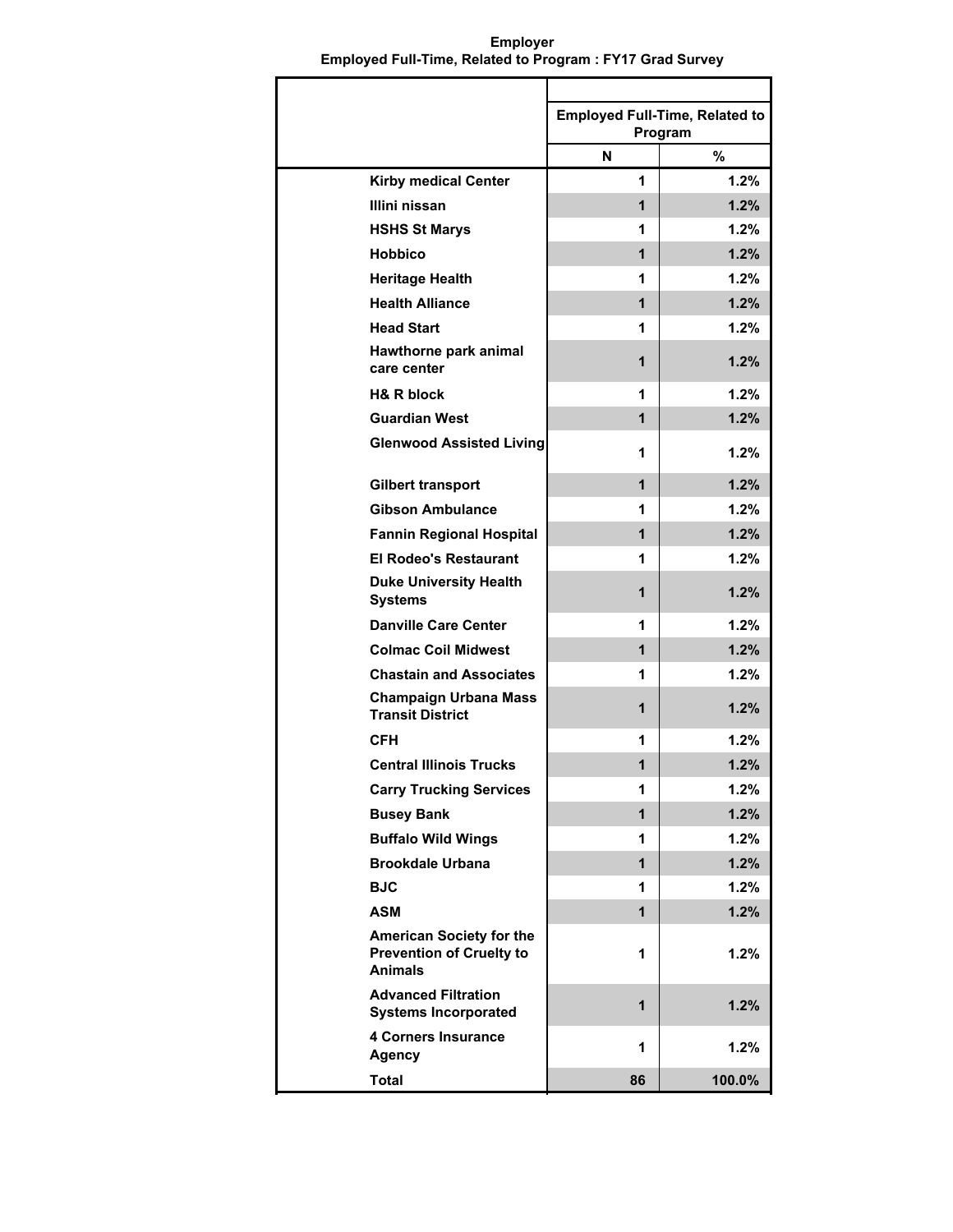**Employer**
**Employed Full-Time, Related to Program : FY17 Grad Survey**

| | Employed Full-Time, Related to Program | |
|---|---|---|
| | N | % |
| Kirby medical Center | 1 | 1.2% |
| Illini nissan | 1 | 1.2% |
| HSHS St Marys | 1 | 1.2% |
| Hobbico | 1 | 1.2% |
| Heritage Health | 1 | 1.2% |
| Health Alliance | 1 | 1.2% |
| Head Start | 1 | 1.2% |
| Hawthorne park animal care center | 1 | 1.2% |
| H& R block | 1 | 1.2% |
| Guardian West | 1 | 1.2% |
| Glenwood Assisted Living | 1 | 1.2% |
| Gilbert transport | 1 | 1.2% |
| Gibson Ambulance | 1 | 1.2% |
| Fannin Regional Hospital | 1 | 1.2% |
| El Rodeo's Restaurant | 1 | 1.2% |
| Duke University Health Systems | 1 | 1.2% |
| Danville Care Center | 1 | 1.2% |
| Colmac Coil Midwest | 1 | 1.2% |
| Chastain and Associates | 1 | 1.2% |
| Champaign Urbana Mass Transit District | 1 | 1.2% |
| CFH | 1 | 1.2% |
| Central Illinois Trucks | 1 | 1.2% |
| Carry Trucking Services | 1 | 1.2% |
| Busey Bank | 1 | 1.2% |
| Buffalo Wild Wings | 1 | 1.2% |
| Brookdale Urbana | 1 | 1.2% |
| BJC | 1 | 1.2% |
| ASM | 1 | 1.2% |
| American Society for the Prevention of Cruelty to Animals | 1 | 1.2% |
| Advanced Filtration Systems Incorporated | 1 | 1.2% |
| 4 Corners Insurance Agency | 1 | 1.2% |
| Total | 86 | 100.0% |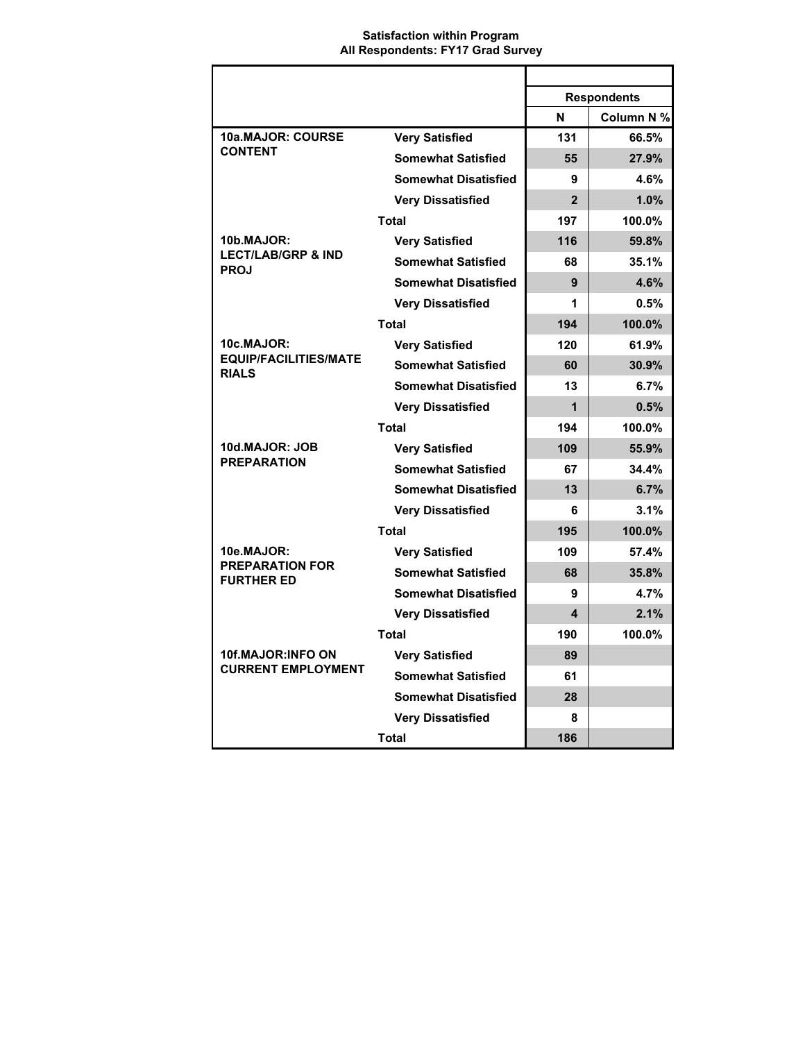**Satisfaction within Program**
**All Respondents: FY17 Grad Survey**

| | | Respondents | |
|---|---|---|---|
| | | N | Column N % |
| 10a.MAJOR: COURSE CONTENT | Very Satisfied | 131 | 66.5% |
| | Somewhat Satisfied | 55 | 27.9% |
| | Somewhat Disatisfied | 9 | 4.6% |
| | Very Dissatisfied | 2 | 1.0% |
| | Total | 197 | 100.0% |
| 10b.MAJOR: LECT/LAB/GRP & IND PROJ | Very Satisfied | 116 | 59.8% |
| | Somewhat Satisfied | 68 | 35.1% |
| | Somewhat Disatisfied | 9 | 4.6% |
| | Very Dissatisfied | 1 | 0.5% |
| | Total | 194 | 100.0% |
| 10c.MAJOR: EQUIP/FACILITIES/MATERIALS | Very Satisfied | 120 | 61.9% |
| | Somewhat Satisfied | 60 | 30.9% |
| | Somewhat Disatisfied | 13 | 6.7% |
| | Very Dissatisfied | 1 | 0.5% |
| | Total | 194 | 100.0% |
| 10d.MAJOR: JOB PREPARATION | Very Satisfied | 109 | 55.9% |
| | Somewhat Satisfied | 67 | 34.4% |
| | Somewhat Disatisfied | 13 | 6.7% |
| | Very Dissatisfied | 6 | 3.1% |
| | Total | 195 | 100.0% |
| 10e.MAJOR: PREPARATION FOR FURTHER ED | Very Satisfied | 109 | 57.4% |
| | Somewhat Satisfied | 68 | 35.8% |
| | Somewhat Disatisfied | 9 | 4.7% |
| | Very Dissatisfied | 4 | 2.1% |
| | Total | 190 | 100.0% |
| 10f.MAJOR:INFO ON CURRENT EMPLOYMENT | Very Satisfied | 89 | |
| | Somewhat Satisfied | 61 | |
| | Somewhat Disatisfied | 28 | |
| | Very Dissatisfied | 8 | |
| | Total | 186 | |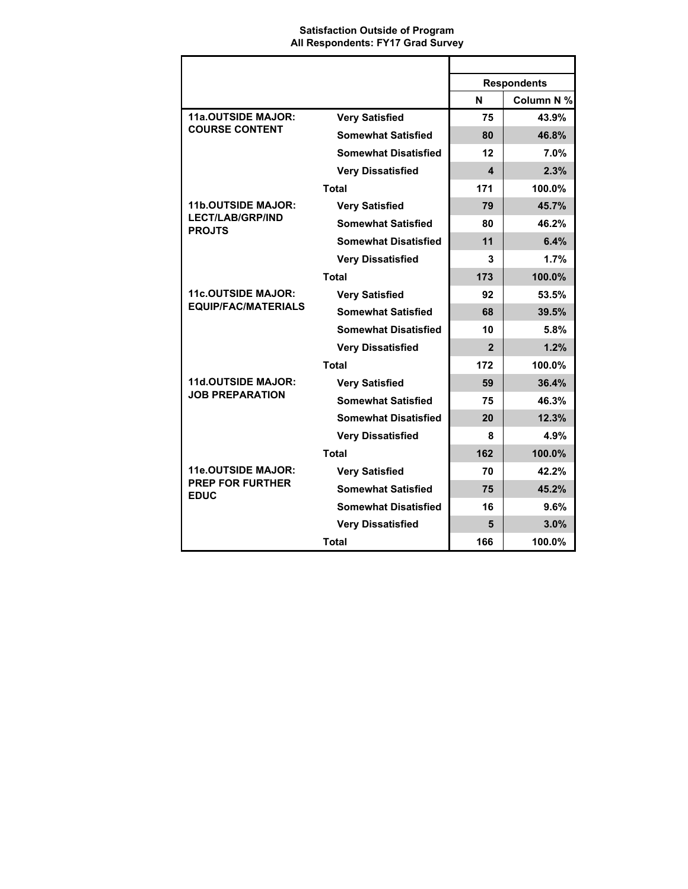**Satisfaction Outside of Program**
**All Respondents: FY17 Grad Survey**

| | | Respondents | |
|---|---|---|---|
| | | N | Column N % |
| 11a.OUTSIDE MAJOR: COURSE CONTENT | Very Satisfied | 75 | 43.9% |
| | Somewhat Satisfied | 80 | 46.8% |
| | Somewhat Disatisfied | 12 | 7.0% |
| | Very Dissatisfied | 4 | 2.3% |
| | Total | 171 | 100.0% |
| 11b.OUTSIDE MAJOR: LECT/LAB/GRP/IND PROJTS | Very Satisfied | 79 | 45.7% |
| | Somewhat Satisfied | 80 | 46.2% |
| | Somewhat Disatisfied | 11 | 6.4% |
| | Very Dissatisfied | 3 | 1.7% |
| | Total | 173 | 100.0% |
| 11c.OUTSIDE MAJOR: EQUIP/FAC/MATERIALS | Very Satisfied | 92 | 53.5% |
| | Somewhat Satisfied | 68 | 39.5% |
| | Somewhat Disatisfied | 10 | 5.8% |
| | Very Dissatisfied | 2 | 1.2% |
| | Total | 172 | 100.0% |
| 11d.OUTSIDE MAJOR: JOB PREPARATION | Very Satisfied | 59 | 36.4% |
| | Somewhat Satisfied | 75 | 46.3% |
| | Somewhat Disatisfied | 20 | 12.3% |
| | Very Dissatisfied | 8 | 4.9% |
| | Total | 162 | 100.0% |
| 11e.OUTSIDE MAJOR: PREP FOR FURTHER EDUC | Very Satisfied | 70 | 42.2% |
| | Somewhat Satisfied | 75 | 45.2% |
| | Somewhat Disatisfied | 16 | 9.6% |
| | Very Dissatisfied | 5 | 3.0% |
| | Total | 166 | 100.0% |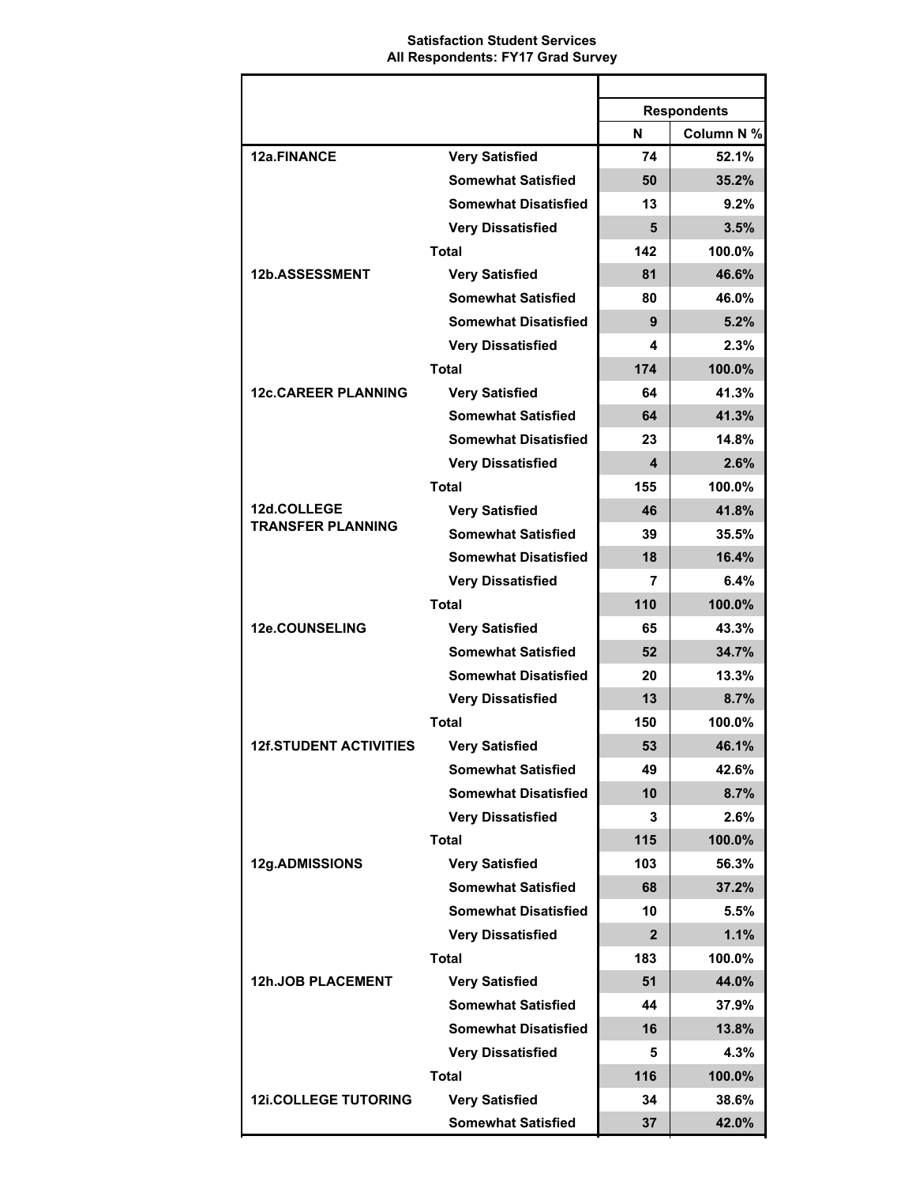**Satisfaction Student Services**
**All Respondents: FY17 Grad Survey**

| | | Respondents | |
|---|---|---|---|
| | | N | Column N % |
| 12a.FINANCE | Very Satisfied | 74 | 52.1% |
| | Somewhat Satisfied | 50 | 35.2% |
| | Somewhat Disatisfied | 13 | 9.2% |
| | Very Dissatisfied | 5 | 3.5% |
| | Total | 142 | 100.0% |
| 12b.ASSESSMENT | Very Satisfied | 81 | 46.6% |
| | Somewhat Satisfied | 80 | 46.0% |
| | Somewhat Disatisfied | 9 | 5.2% |
| | Very Dissatisfied | 4 | 2.3% |
| | Total | 174 | 100.0% |
| 12c.CAREER PLANNING | Very Satisfied | 64 | 41.3% |
| | Somewhat Satisfied | 64 | 41.3% |
| | Somewhat Disatisfied | 23 | 14.8% |
| | Very Dissatisfied | 4 | 2.6% |
| | Total | 155 | 100.0% |
| 12d.COLLEGE TRANSFER PLANNING | Very Satisfied | 46 | 41.8% |
| | Somewhat Satisfied | 39 | 35.5% |
| | Somewhat Disatisfied | 18 | 16.4% |
| | Very Dissatisfied | 7 | 6.4% |
| | Total | 110 | 100.0% |
| 12e.COUNSELING | Very Satisfied | 65 | 43.3% |
| | Somewhat Satisfied | 52 | 34.7% |
| | Somewhat Disatisfied | 20 | 13.3% |
| | Very Dissatisfied | 13 | 8.7% |
| | Total | 150 | 100.0% |
| 12f.STUDENT ACTIVITIES | Very Satisfied | 53 | 46.1% |
| | Somewhat Satisfied | 49 | 42.6% |
| | Somewhat Disatisfied | 10 | 8.7% |
| | Very Dissatisfied | 3 | 2.6% |
| | Total | 115 | 100.0% |
| 12g.ADMISSIONS | Very Satisfied | 103 | 56.3% |
| | Somewhat Satisfied | 68 | 37.2% |
| | Somewhat Disatisfied | 10 | 5.5% |
| | Very Dissatisfied | 2 | 1.1% |
| | Total | 183 | 100.0% |
| 12h.JOB PLACEMENT | Very Satisfied | 51 | 44.0% |
| | Somewhat Satisfied | 44 | 37.9% |
| | Somewhat Disatisfied | 16 | 13.8% |
| | Very Dissatisfied | 5 | 4.3% |
| | Total | 116 | 100.0% |
| 12i.COLLEGE TUTORING | Very Satisfied | 34 | 38.6% |
| | Somewhat Satisfied | 37 | 42.0% |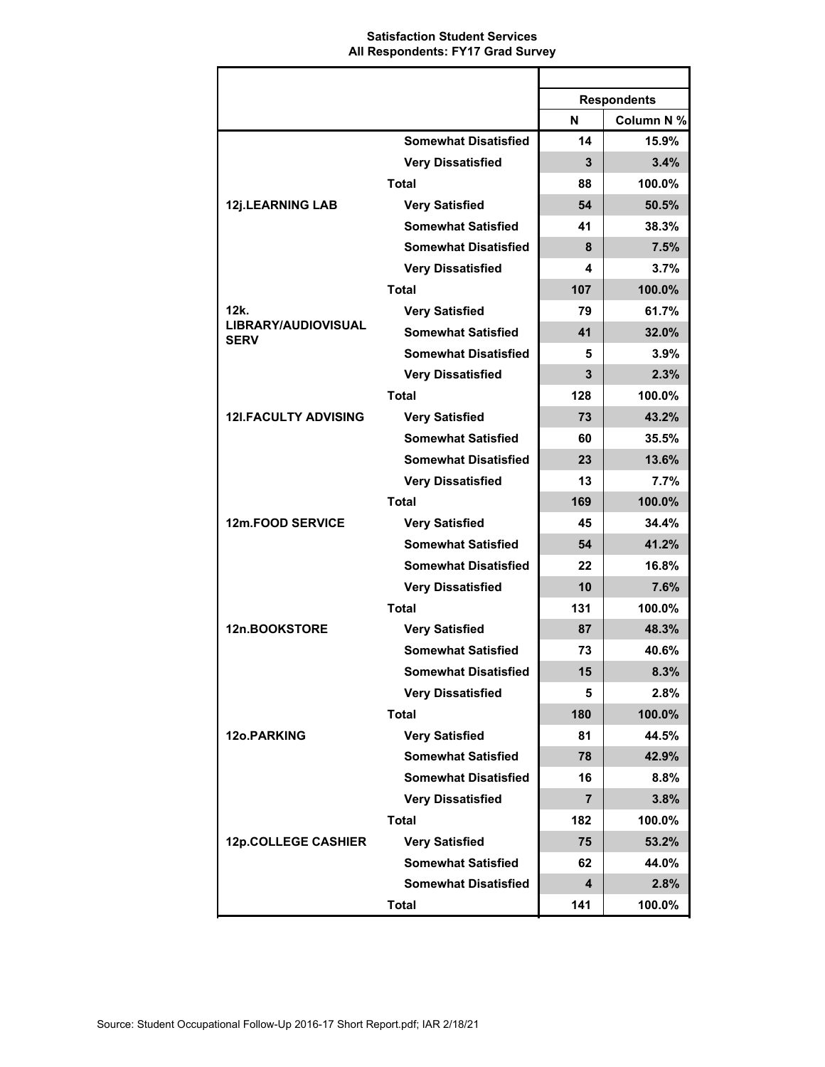**Satisfaction Student Services**
**All Respondents: FY17 Grad Survey**

| | | Respondents | |
|---|---|---|---|
| | | N | Column N % |
| | Somewhat Disatisfied | 14 | 15.9% |
| | Very Dissatisfied | 3 | 3.4% |
| | Total | 88 | 100.0% |
| 12j.LEARNING LAB | Very Satisfied | 54 | 50.5% |
| | Somewhat Satisfied | 41 | 38.3% |
| | Somewhat Disatisfied | 8 | 7.5% |
| | Very Dissatisfied | 4 | 3.7% |
| | Total | 107 | 100.0% |
| 12k. LIBRARY/AUDIOVISUAL SERV | Very Satisfied | 79 | 61.7% |
| | Somewhat Satisfied | 41 | 32.0% |
| | Somewhat Disatisfied | 5 | 3.9% |
| | Very Dissatisfied | 3 | 2.3% |
| | Total | 128 | 100.0% |
| 12l.FACULTY ADVISING | Very Satisfied | 73 | 43.2% |
| | Somewhat Satisfied | 60 | 35.5% |
| | Somewhat Disatisfied | 23 | 13.6% |
| | Very Dissatisfied | 13 | 7.7% |
| | Total | 169 | 100.0% |
| 12m.FOOD SERVICE | Very Satisfied | 45 | 34.4% |
| | Somewhat Satisfied | 54 | 41.2% |
| | Somewhat Disatisfied | 22 | 16.8% |
| | Very Dissatisfied | 10 | 7.6% |
| | Total | 131 | 100.0% |
| 12n.BOOKSTORE | Very Satisfied | 87 | 48.3% |
| | Somewhat Satisfied | 73 | 40.6% |
| | Somewhat Disatisfied | 15 | 8.3% |
| | Very Dissatisfied | 5 | 2.8% |
| | Total | 180 | 100.0% |
| 12o.PARKING | Very Satisfied | 81 | 44.5% |
| | Somewhat Satisfied | 78 | 42.9% |
| | Somewhat Disatisfied | 16 | 8.8% |
| | Very Dissatisfied | 7 | 3.8% |
| | Total | 182 | 100.0% |
| 12p.COLLEGE CASHIER | Very Satisfied | 75 | 53.2% |
| | Somewhat Satisfied | 62 | 44.0% |
| | Somewhat Disatisfied | 4 | 2.8% |
| | Total | 141 | 100.0% |

Source: Student Occupational Follow-Up 2016-17 Short Report.pdf; IAR 2/18/21